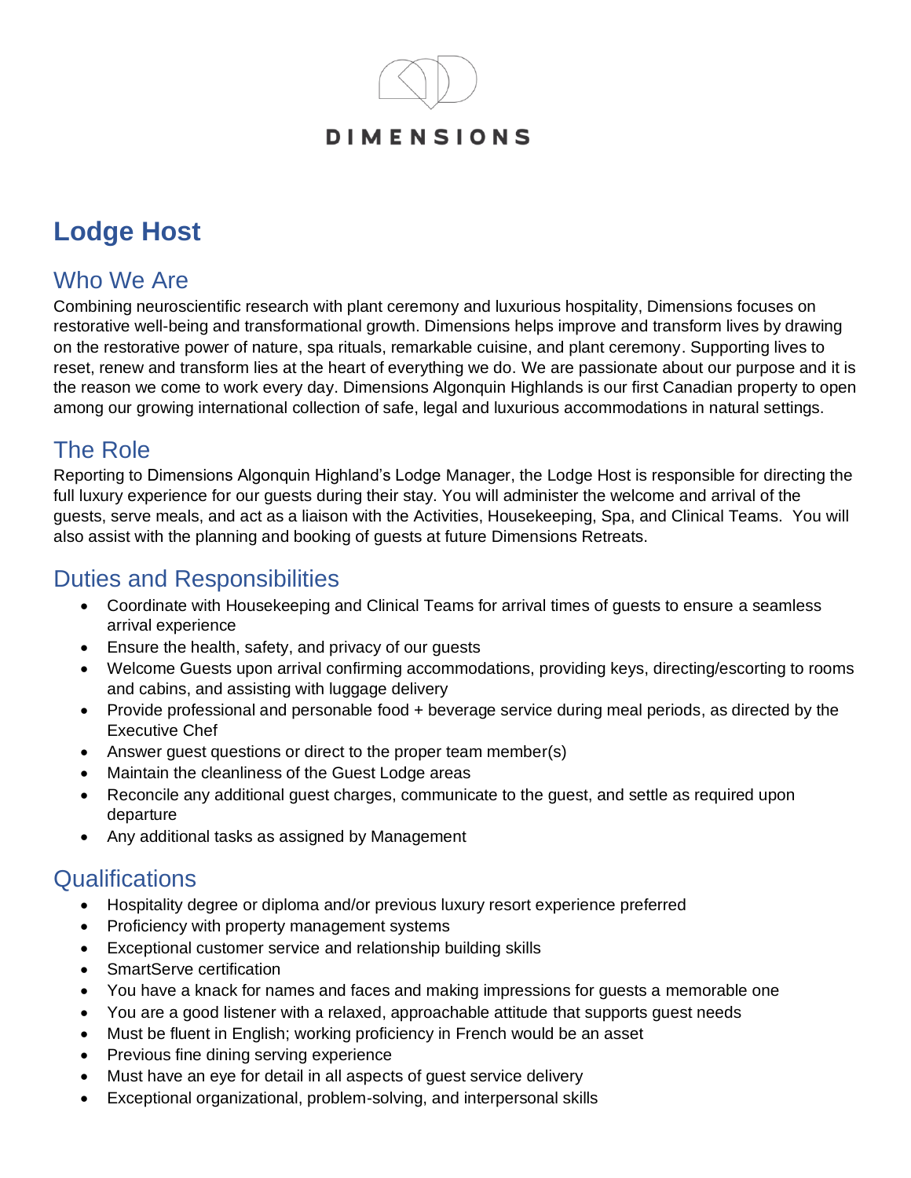DIMENSIONS

# Lodge Host

## Who We Are

Combining neuroscientific research with plant ceremony and luxurious hospitality, Dimensions focuses on restorative well-being and transformational growth. Dimensions helps improve and transform lives by drawing on the restorative power of nature, spa rituals, remarkable cuisine, and plant ceremony. Supporting lives to reset, renew and transform lies at the heart of everything we do. We are passionate about our purpose and it is the reason we come to work every day. Dimensions Algonquin Highlands is our first Canadian property to open among our growing international collection of safe, legal and luxurious accommodations in natural settings.

## The Role

Reporting to Dimensions Algonquin Highland's Lodge Manager, the Lodge Host is responsible for directing the full luxury experience for our guests during their stay. You will administer the welcome and arrival of the guests, serve meals, and act as a liaison with the Activities, Housekeeping, Spa, and Clinical Teams. You will also assist with the planning and booking of guests at future Dimensions Retreats.

## Duties and Responsibilities

- Coordinate with Housekeeping and Clinical Teams for arrival times of guests to ensure a seamless arrival experience
- Ensure the health, safety, and privacy of our guests
- Welcome Guests upon arrival confirming accommodations, providing keys, directing/escorting to rooms and cabins, and assisting with luggage delivery
- Provide professional and personable food + beverage service during meal periods, as directed by the Executive Chef
- Answer guest questions or direct to the proper team member(s)
- Maintain the cleanliness of the Guest Lodge areas
- Reconcile any additional guest charges, communicate to the guest, and settle as required upon departure
- Any additional tasks as assigned by Management

## Qualifications

- Hospitality degree or diploma and/or previous luxury resort experience preferred
- Proficiency with property management systems
- Exceptional customer service and relationship building skills
- SmartServe certification
- You have a knack for names and faces and making impressions for guests a memorable one
- You are a good listener with a relaxed, approachable attitude that supports guest needs
- Must be fluent in English; working proficiency in French would be an asset
- Previous fine dining serving experience
- Must have an eye for detail in all aspects of guest service delivery
- Exceptional organizational, problem-solving, and interpersonal skills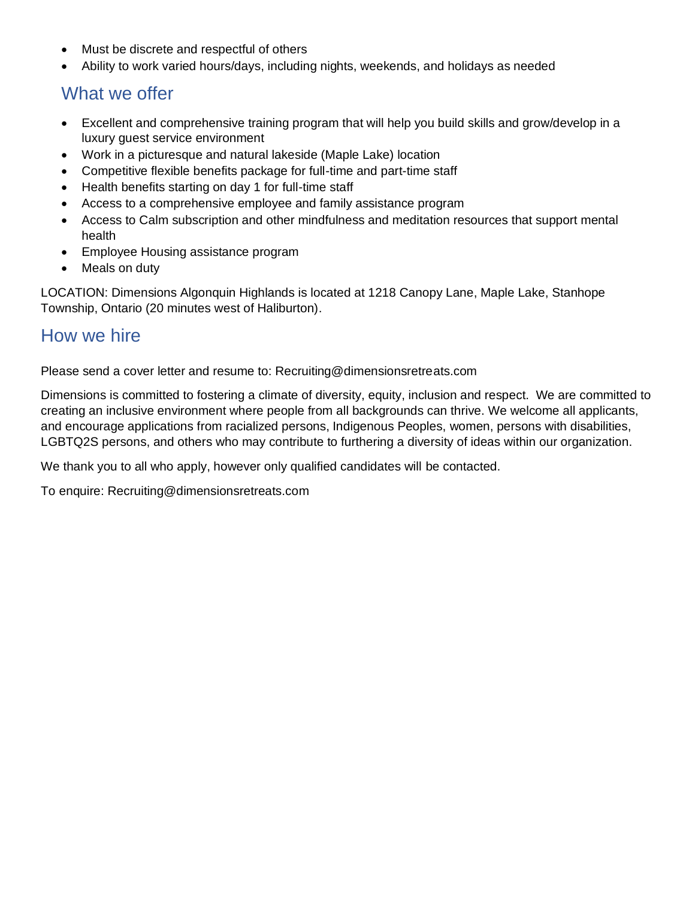- Must be discrete and respectful of others
- Ability to work varied hours/days, including nights, weekends, and holidays as needed

## What we offer

- Excellent and comprehensive training program that will help you build skills and grow/develop in a luxury guest service environment
- Work in a picturesque and natural lakeside (Maple Lake) location
- Competitive flexible benefits package for full-time and part-time staff
- Health benefits starting on day 1 for full-time staff
- Access to a comprehensive employee and family assistance program
- Access to Calm subscription and other mindfulness and meditation resources that support mental health
- Employee Housing assistance program
- Meals on duty

LOCATION: Dimensions Algonquin Highlands is located at 1218 Canopy Lane, Maple Lake, Stanhope Township, Ontario (20 minutes west of Haliburton).

## How we hire

Please send a cover letter and resume to: Recruiting@dimensionsretreats.com

Dimensions is committed to fostering a climate of diversity, equity, inclusion and respect. We are committed to creating an inclusive environment where people from all backgrounds can thrive. We welcome all applicants, and encourage applications from racialized persons, Indigenous Peoples, women, persons with disabilities, LGBTQ2S persons, and others who may contribute to furthering a diversity of ideas within our organization.

We thank you to all who apply, however only qualified candidates will be contacted.

To enquire: Recruiting@dimensionsretreats.com